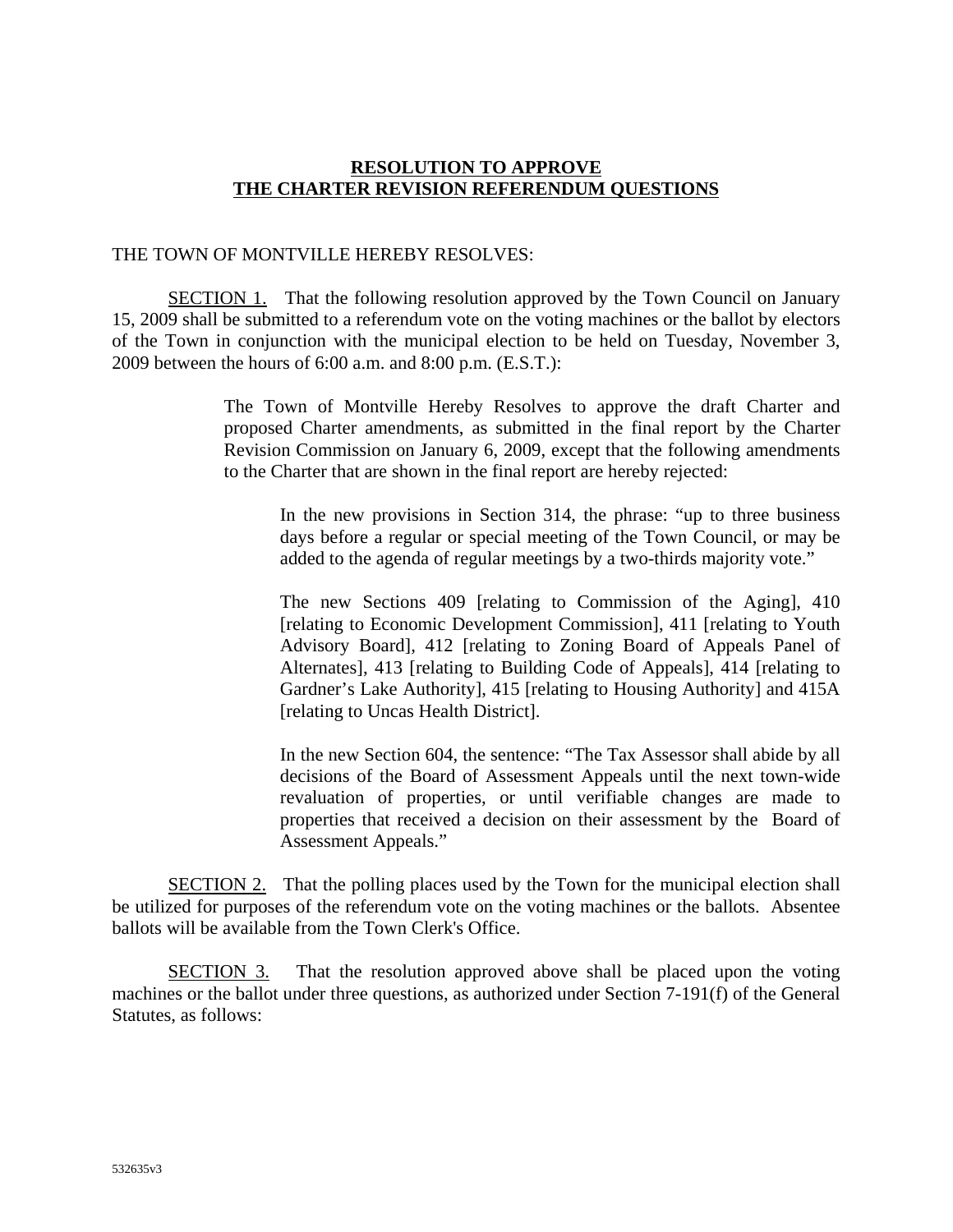# RESOLUTION TO APPROVE THE CHARTER REVISION REFERENDUM QUESTIONS

THE TOWN OF MONTVILLE HEREBY RESOLVES:

SECTION 1. That the following resolution approved by the Town Council on January 15, 2009 shall be submitted to a referendum vote on the voting machines or the ballot by electors of the Town in conjunction with the municipal election to be held on Tuesday, November 3, 2009 between the hours of 6:00 a.m. and 8:00 p.m. (E.S.T.):

> The Town of Montville Hereby Resolves to approve the draft Charter and proposed Charter amendments, as submitted in the final report by the Charter Revision Commission on January 6, 2009, except that the following amendments to the Charter that are shown in the final report are hereby rejected:
>
> > In the new provisions in Section 314, the phrase: "up to three business days before a regular or special meeting of the Town Council, or may be added to the agenda of regular meetings by a two-thirds majority vote."
> >
> > The new Sections 409 [relating to Commission of the Aging], 410 [relating to Economic Development Commission], 411 [relating to Youth Advisory Board], 412 [relating to Zoning Board of Appeals Panel of Alternates], 413 [relating to Building Code of Appeals], 414 [relating to Gardner's Lake Authority], 415 [relating to Housing Authority] and 415A [relating to Uncas Health District].
> >
> > In the new Section 604, the sentence: "The Tax Assessor shall abide by all decisions of the Board of Assessment Appeals until the next town-wide revaluation of properties, or until verifiable changes are made to properties that received a decision on their assessment by the Board of Assessment Appeals."

SECTION 2. That the polling places used by the Town for the municipal election shall be utilized for purposes of the referendum vote on the voting machines or the ballots. Absentee ballots will be available from the Town Clerk's Office.

SECTION 3. That the resolution approved above shall be placed upon the voting machines or the ballot under three questions, as authorized under Section 7-191(f) of the General Statutes, as follows:

532635v3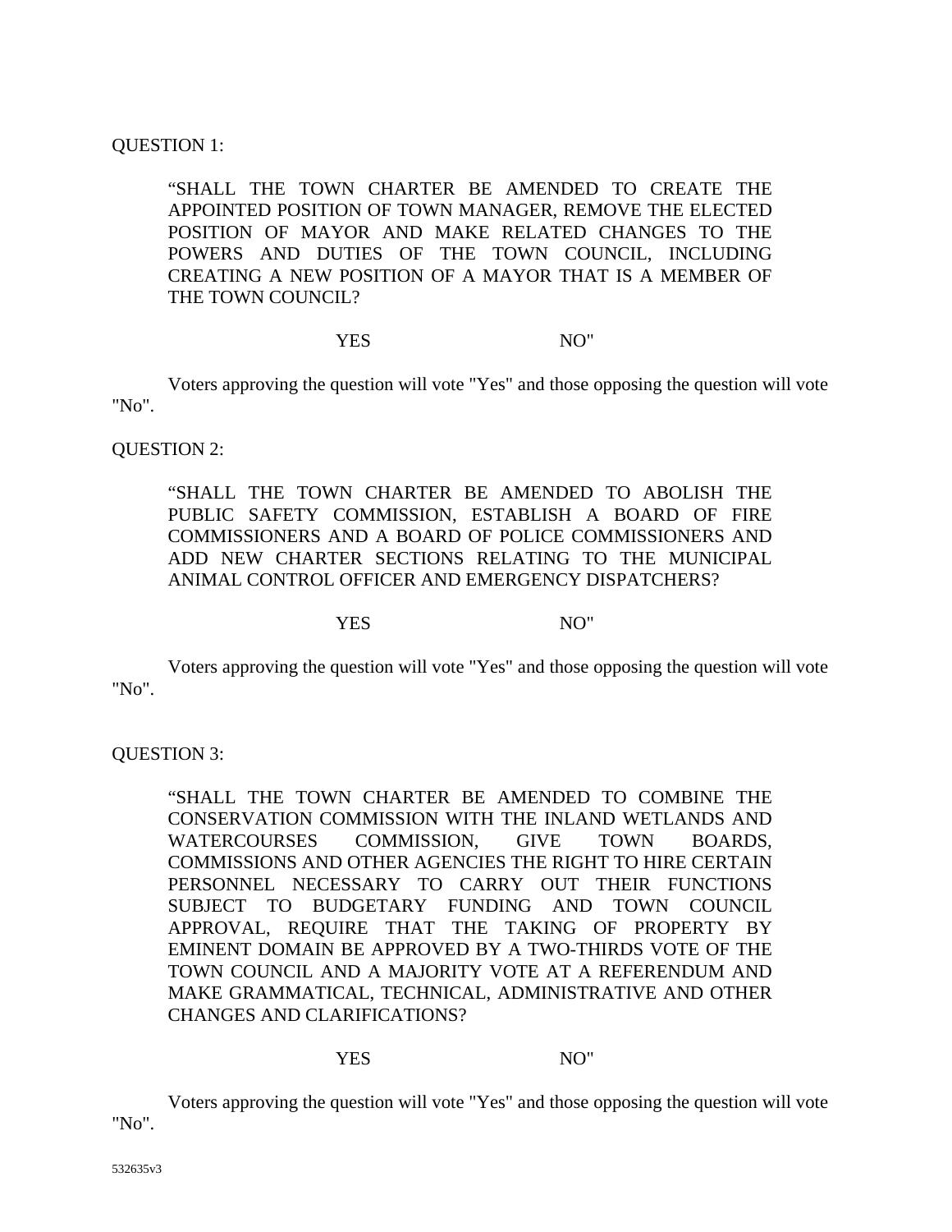QUESTION 1:

> “SHALL THE TOWN CHARTER BE AMENDED TO CREATE THE APPOINTED POSITION OF TOWN MANAGER, REMOVE THE ELECTED POSITION OF MAYOR AND MAKE RELATED CHANGES TO THE POWERS AND DUTIES OF THE TOWN COUNCIL, INCLUDING CREATING A NEW POSITION OF A MAYOR THAT IS A MEMBER OF THE TOWN COUNCIL?
>
> YES NO"

Voters approving the question will vote "Yes" and those opposing the question will vote "No".

QUESTION 2:

> “SHALL THE TOWN CHARTER BE AMENDED TO ABOLISH THE PUBLIC SAFETY COMMISSION, ESTABLISH A BOARD OF FIRE COMMISSIONERS AND A BOARD OF POLICE COMMISSIONERS AND ADD NEW CHARTER SECTIONS RELATING TO THE MUNICIPAL ANIMAL CONTROL OFFICER AND EMERGENCY DISPATCHERS?
>
> YES NO"

Voters approving the question will vote "Yes" and those opposing the question will vote "No".

QUESTION 3:

> “SHALL THE TOWN CHARTER BE AMENDED TO COMBINE THE CONSERVATION COMMISSION WITH THE INLAND WETLANDS AND WATERCOURSES COMMISSION, GIVE TOWN BOARDS, COMMISSIONS AND OTHER AGENCIES THE RIGHT TO HIRE CERTAIN PERSONNEL NECESSARY TO CARRY OUT THEIR FUNCTIONS SUBJECT TO BUDGETARY FUNDING AND TOWN COUNCIL APPROVAL, REQUIRE THAT THE TAKING OF PROPERTY BY EMINENT DOMAIN BE APPROVED BY A TWO-THIRDS VOTE OF THE TOWN COUNCIL AND A MAJORITY VOTE AT A REFERENDUM AND MAKE GRAMMATICAL, TECHNICAL, ADMINISTRATIVE AND OTHER CHANGES AND CLARIFICATIONS?
>
> YES NO"

Voters approving the question will vote "Yes" and those opposing the question will vote "No".

532635v3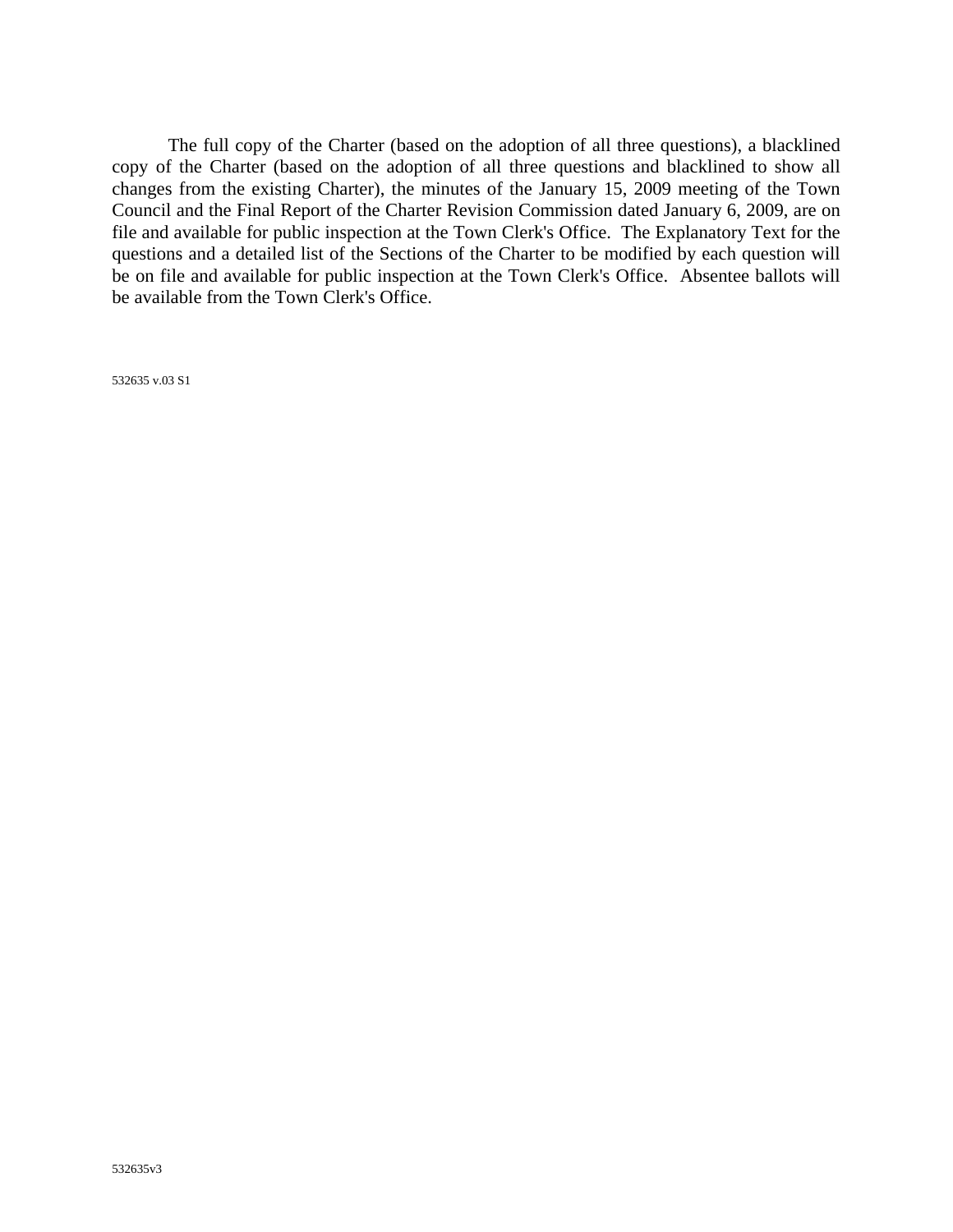The full copy of the Charter (based on the adoption of all three questions), a blacklined copy of the Charter (based on the adoption of all three questions and blacklined to show all changes from the existing Charter), the minutes of the January 15, 2009 meeting of the Town Council and the Final Report of the Charter Revision Commission dated January 6, 2009, are on file and available for public inspection at the Town Clerk's Office. The Explanatory Text for the questions and a detailed list of the Sections of the Charter to be modified by each question will be on file and available for public inspection at the Town Clerk's Office. Absentee ballots will be available from the Town Clerk's Office.

532635 v.03 S1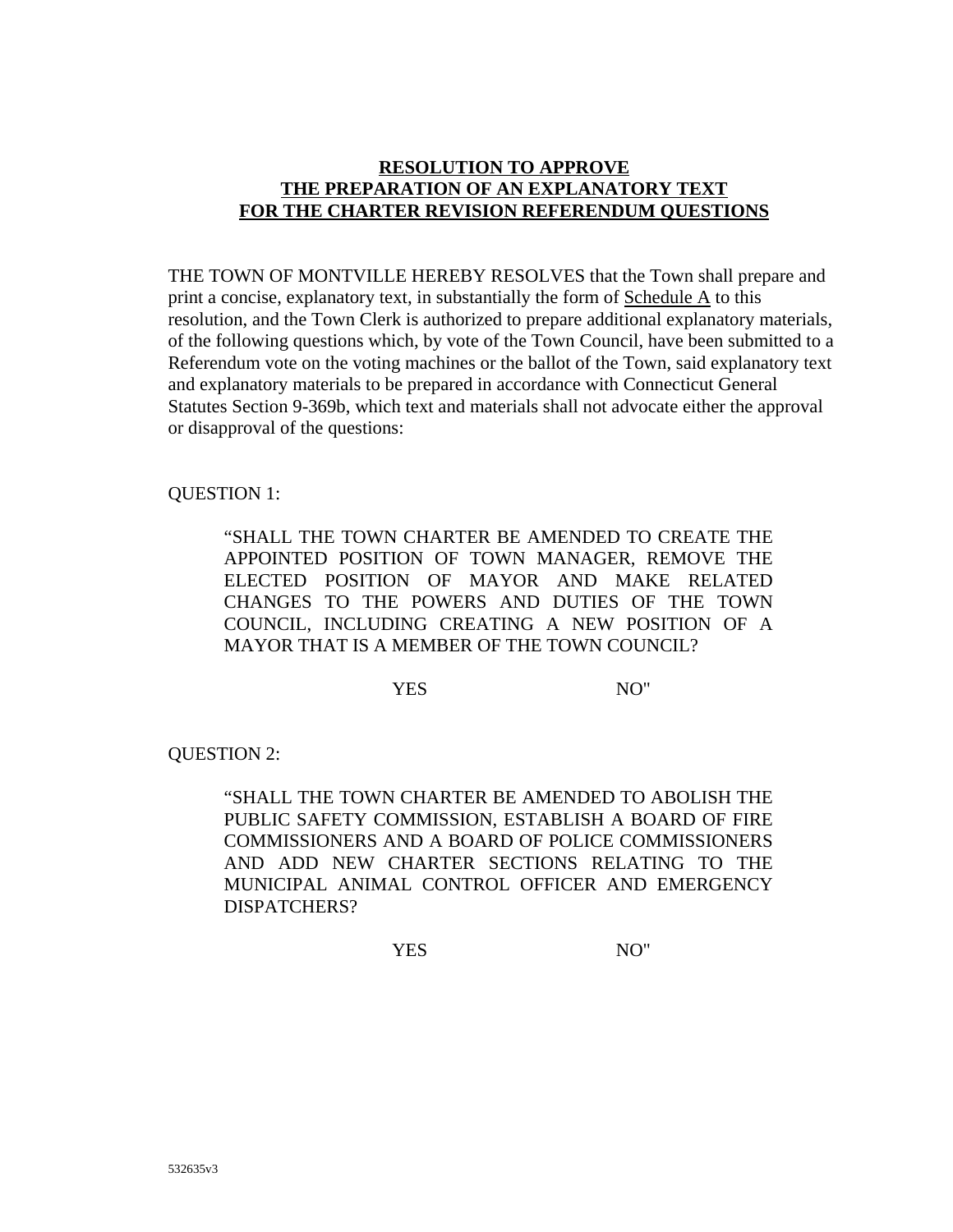# RESOLUTION TO APPROVE THE PREPARATION OF AN EXPLANATORY TEXT FOR THE CHARTER REVISION REFERENDUM QUESTIONS

THE TOWN OF MONTVILLE HEREBY RESOLVES that the Town shall prepare and print a concise, explanatory text, in substantially the form of Schedule A to this resolution, and the Town Clerk is authorized to prepare additional explanatory materials, of the following questions which, by vote of the Town Council, have been submitted to a Referendum vote on the voting machines or the ballot of the Town, said explanatory text and explanatory materials to be prepared in accordance with Connecticut General Statutes Section 9-369b, which text and materials shall not advocate either the approval or disapproval of the questions:

QUESTION 1:

> "SHALL THE TOWN CHARTER BE AMENDED TO CREATE THE APPOINTED POSITION OF TOWN MANAGER, REMOVE THE ELECTED POSITION OF MAYOR AND MAKE RELATED CHANGES TO THE POWERS AND DUTIES OF THE TOWN COUNCIL, INCLUDING CREATING A NEW POSITION OF A MAYOR THAT IS A MEMBER OF THE TOWN COUNCIL?
>
> YES NO"

QUESTION 2:

> "SHALL THE TOWN CHARTER BE AMENDED TO ABOLISH THE PUBLIC SAFETY COMMISSION, ESTABLISH A BOARD OF FIRE COMMISSIONERS AND A BOARD OF POLICE COMMISSIONERS AND ADD NEW CHARTER SECTIONS RELATING TO THE MUNICIPAL ANIMAL CONTROL OFFICER AND EMERGENCY DISPATCHERS?
>
> YES NO"

532635v3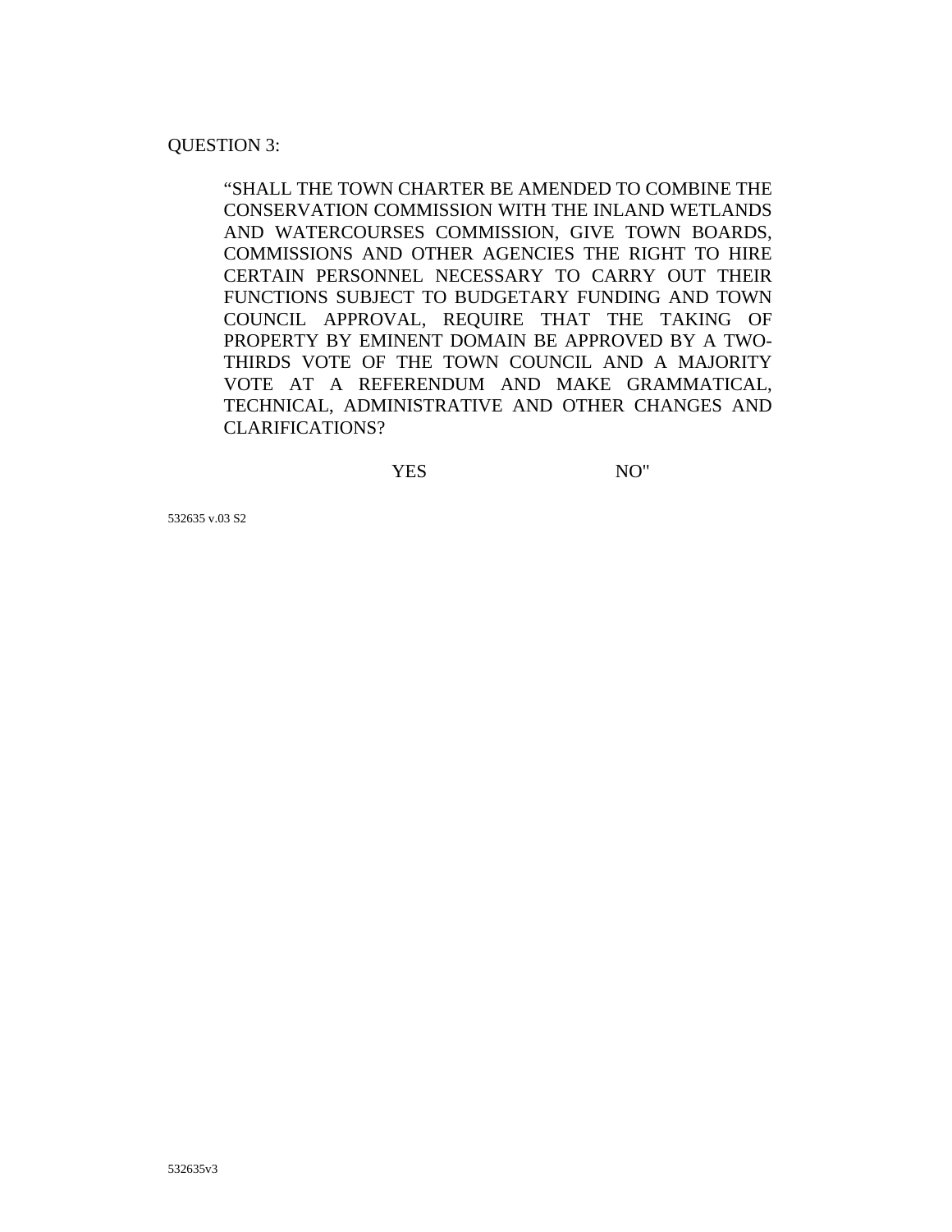QUESTION 3:

> "SHALL THE TOWN CHARTER BE AMENDED TO COMBINE THE CONSERVATION COMMISSION WITH THE INLAND WETLANDS AND WATERCOURSES COMMISSION, GIVE TOWN BOARDS, COMMISSIONS AND OTHER AGENCIES THE RIGHT TO HIRE CERTAIN PERSONNEL NECESSARY TO CARRY OUT THEIR FUNCTIONS SUBJECT TO BUDGETARY FUNDING AND TOWN COUNCIL APPROVAL, REQUIRE THAT THE TAKING OF PROPERTY BY EMINENT DOMAIN BE APPROVED BY A TWO-THIRDS VOTE OF THE TOWN COUNCIL AND A MAJORITY VOTE AT A REFERENDUM AND MAKE GRAMMATICAL, TECHNICAL, ADMINISTRATIVE AND OTHER CHANGES AND CLARIFICATIONS?
>
> YES NO"

532635 v.03 S2

532635v3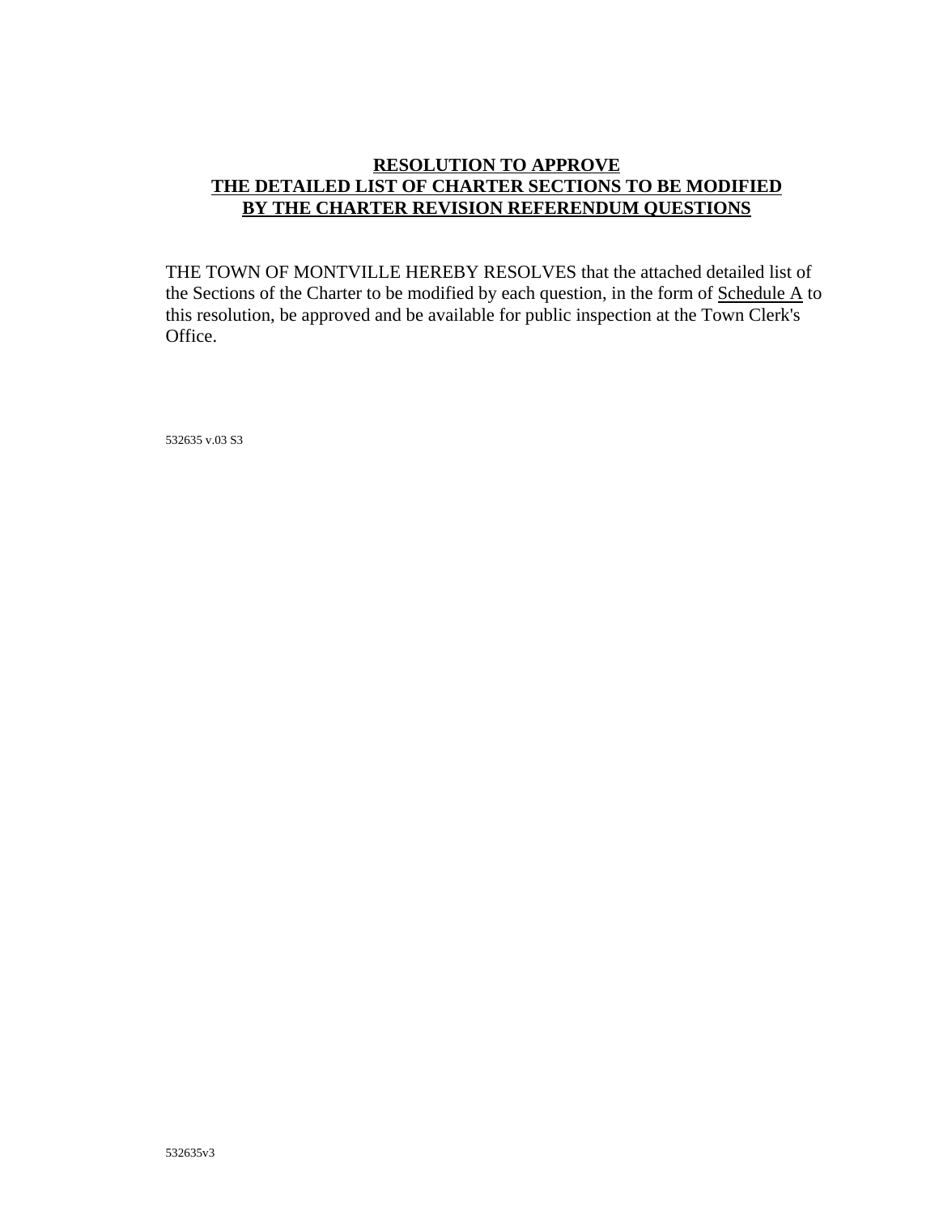**RESOLUTION TO APPROVE**
**THE DETAILED LIST OF CHARTER SECTIONS TO BE MODIFIED**
**BY THE CHARTER REVISION REFERENDUM QUESTIONS**

THE TOWN OF MONTVILLE HEREBY RESOLVES that the attached detailed list of the Sections of the Charter to be modified by each question, in the form of Schedule A to this resolution, be approved and be available for public inspection at the Town Clerk's Office.

532635 v.03 S3

532635v3